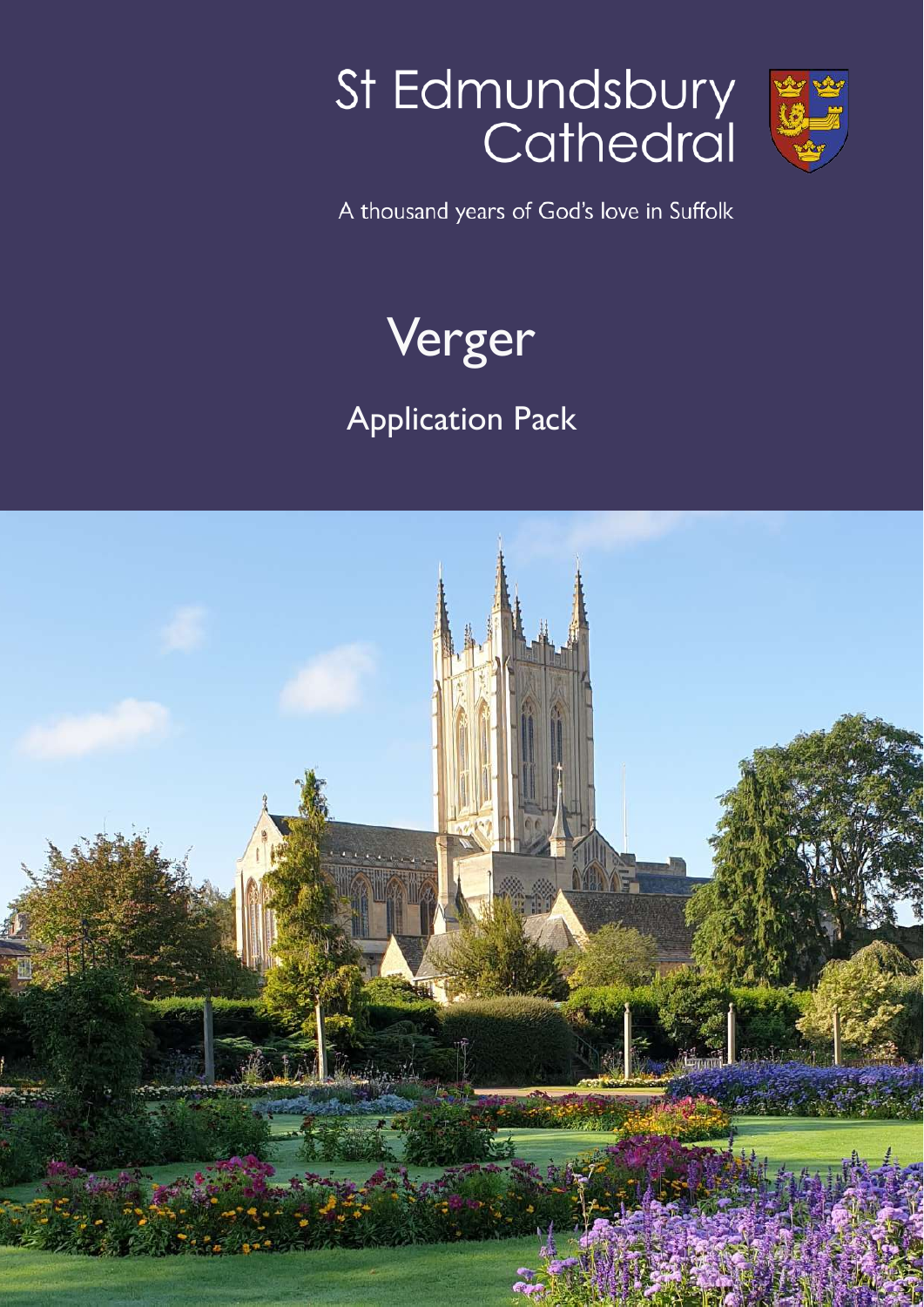# St Edmundsbury Cathedral

A thousand years of God's love in Suffolk

# Verger

## Application Pack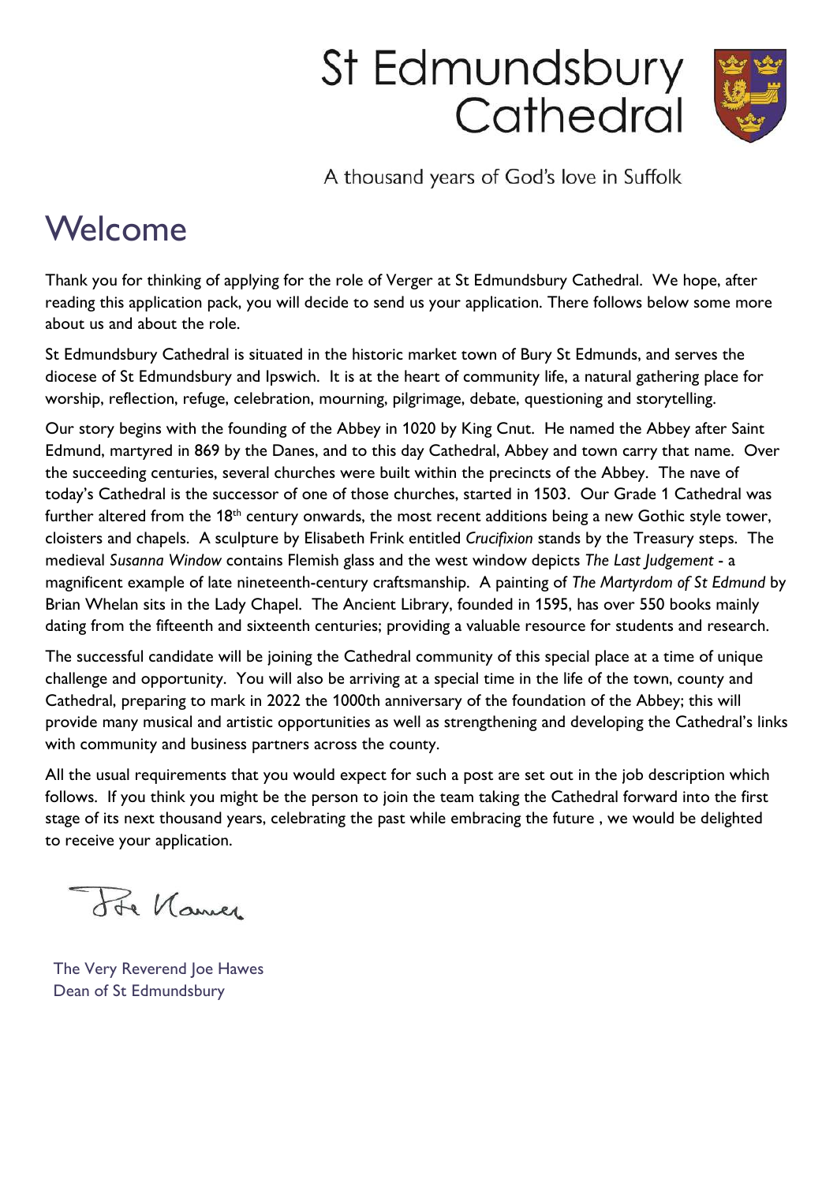# St Edmundsbury Cathedral

A thousand years of God's love in Suffolk

## Welcome

Thank you for thinking of applying for the role of Verger at St Edmundsbury Cathedral. We hope, after reading this application pack, you will decide to send us your application. There follows below some more about us and about the role.

St Edmundsbury Cathedral is situated in the historic market town of Bury St Edmunds, and serves the diocese of St Edmundsbury and Ipswich. It is at the heart of community life, a natural gathering place for worship, reflection, refuge, celebration, mourning, pilgrimage, debate, questioning and storytelling.

Our story begins with the founding of the Abbey in 1020 by King Cnut. He named the Abbey after Saint Edmund, martyred in 869 by the Danes, and to this day Cathedral, Abbey and town carry that name. Over the succeeding centuries, several churches were built within the precincts of the Abbey. The nave of today's Cathedral is the successor of one of those churches, started in 1503. Our Grade 1 Cathedral was further altered from the 18th century onwards, the most recent additions being a new Gothic style tower, cloisters and chapels. A sculpture by Elisabeth Frink entitled *Crucifixion* stands by the Treasury steps. The medieval *Susanna Window* contains Flemish glass and the west window depicts *The Last Judgement* - a magnificent example of late nineteenth-century craftsmanship. A painting of *The Martyrdom of St Edmund* by Brian Whelan sits in the Lady Chapel. The Ancient Library, founded in 1595, has over 550 books mainly dating from the fifteenth and sixteenth centuries; providing a valuable resource for students and research.

The successful candidate will be joining the Cathedral community of this special place at a time of unique challenge and opportunity. You will also be arriving at a special time in the life of the town, county and Cathedral, preparing to mark in 2022 the 1000th anniversary of the foundation of the Abbey; this will provide many musical and artistic opportunities as well as strengthening and developing the Cathedral's links with community and business partners across the county.

All the usual requirements that you would expect for such a post are set out in the job description which follows. If you think you might be the person to join the team taking the Cathedral forward into the first stage of its next thousand years, celebrating the past while embracing the future , we would be delighted to receive your application.

Joe Hawes

The Very Reverend Joe Hawes
Dean of St Edmundsbury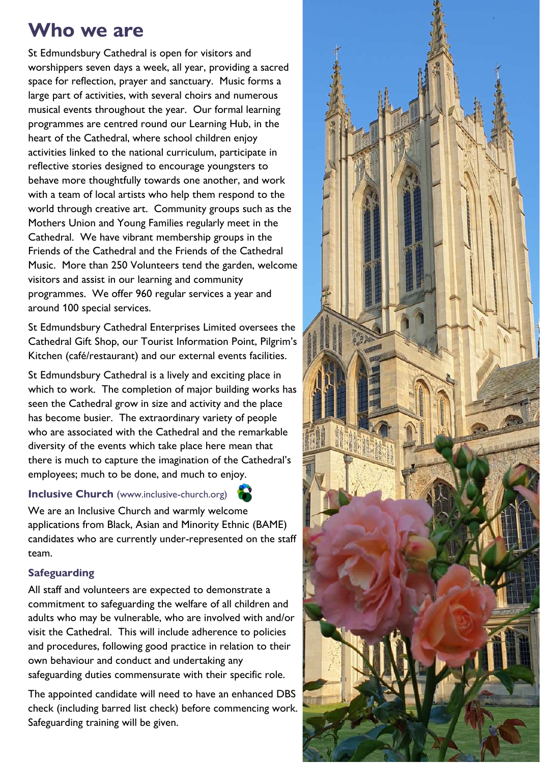# Who we are

St Edmundsbury Cathedral is open for visitors and worshippers seven days a week, all year, providing a sacred space for reflection, prayer and sanctuary. Music forms a large part of activities, with several choirs and numerous musical events throughout the year. Our formal learning programmes are centred round our Learning Hub, in the heart of the Cathedral, where school children enjoy activities linked to the national curriculum, participate in reflective stories designed to encourage youngsters to behave more thoughtfully towards one another, and work with a team of local artists who help them respond to the world through creative art. Community groups such as the Mothers Union and Young Families regularly meet in the Cathedral. We have vibrant membership groups in the Friends of the Cathedral and the Friends of the Cathedral Music. More than 250 Volunteers tend the garden, welcome visitors and assist in our learning and community programmes. We offer 960 regular services a year and around 100 special services.

St Edmundsbury Cathedral Enterprises Limited oversees the Cathedral Gift Shop, our Tourist Information Point, Pilgrim's Kitchen (café/restaurant) and our external events facilities.

St Edmundsbury Cathedral is a lively and exciting place in which to work. The completion of major building works has seen the Cathedral grow in size and activity and the place has become busier. The extraordinary variety of people who are associated with the Cathedral and the remarkable diversity of the events which take place here mean that there is much to capture the imagination of the Cathedral's employees; much to be done, and much to enjoy.

### Inclusive Church (www.inclusive-church.org)

We are an Inclusive Church and warmly welcome applications from Black, Asian and Minority Ethnic (BAME) candidates who are currently under-represented on the staff team.

### Safeguarding

All staff and volunteers are expected to demonstrate a commitment to safeguarding the welfare of all children and adults who may be vulnerable, who are involved with and/or visit the Cathedral. This will include adherence to policies and procedures, following good practice in relation to their own behaviour and conduct and undertaking any safeguarding duties commensurate with their specific role.

The appointed candidate will need to have an enhanced DBS check (including barred list check) before commencing work. Safeguarding training will be given.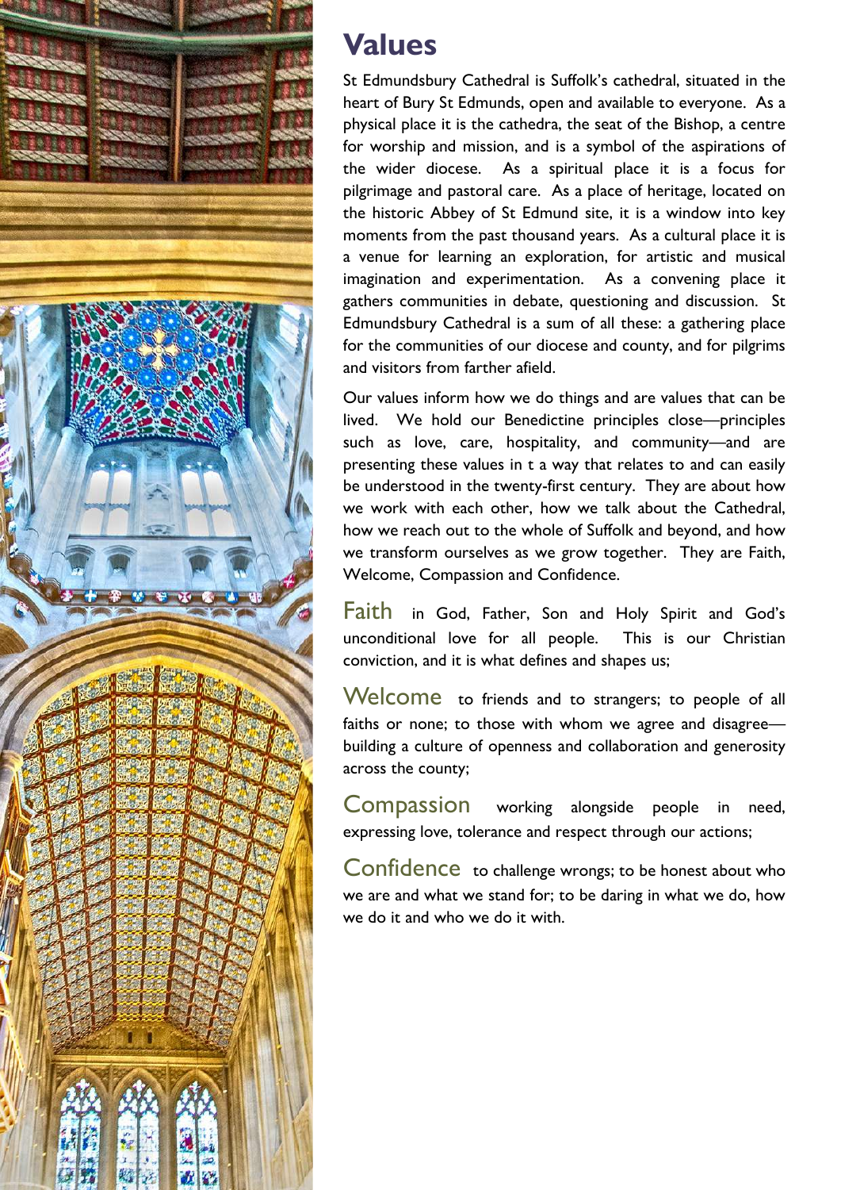# Values

St Edmundsbury Cathedral is Suffolk's cathedral, situated in the heart of Bury St Edmunds, open and available to everyone. As a physical place it is the cathedra, the seat of the Bishop, a centre for worship and mission, and is a symbol of the aspirations of the wider diocese. As a spiritual place it is a focus for pilgrimage and pastoral care. As a place of heritage, located on the historic Abbey of St Edmund site, it is a window into key moments from the past thousand years. As a cultural place it is a venue for learning an exploration, for artistic and musical imagination and experimentation. As a convening place it gathers communities in debate, questioning and discussion. St Edmundsbury Cathedral is a sum of all these: a gathering place for the communities of our diocese and county, and for pilgrims and visitors from farther afield.

Our values inform how we do things and are values that can be lived. We hold our Benedictine principles close—principles such as love, care, hospitality, and community—and are presenting these values in t a way that relates to and can easily be understood in the twenty-first century. They are about how we work with each other, how we talk about the Cathedral, how we reach out to the whole of Suffolk and beyond, and how we transform ourselves as we grow together. They are Faith, Welcome, Compassion and Confidence.

**Faith** in God, Father, Son and Holy Spirit and God's unconditional love for all people. This is our Christian conviction, and it is what defines and shapes us;

**Welcome** to friends and to strangers; to people of all faiths or none; to those with whom we agree and disagree—building a culture of openness and collaboration and generosity across the county;

**Compassion** working alongside people in need, expressing love, tolerance and respect through our actions;

**Confidence** to challenge wrongs; to be honest about who we are and what we stand for; to be daring in what we do, how we do it and who we do it with.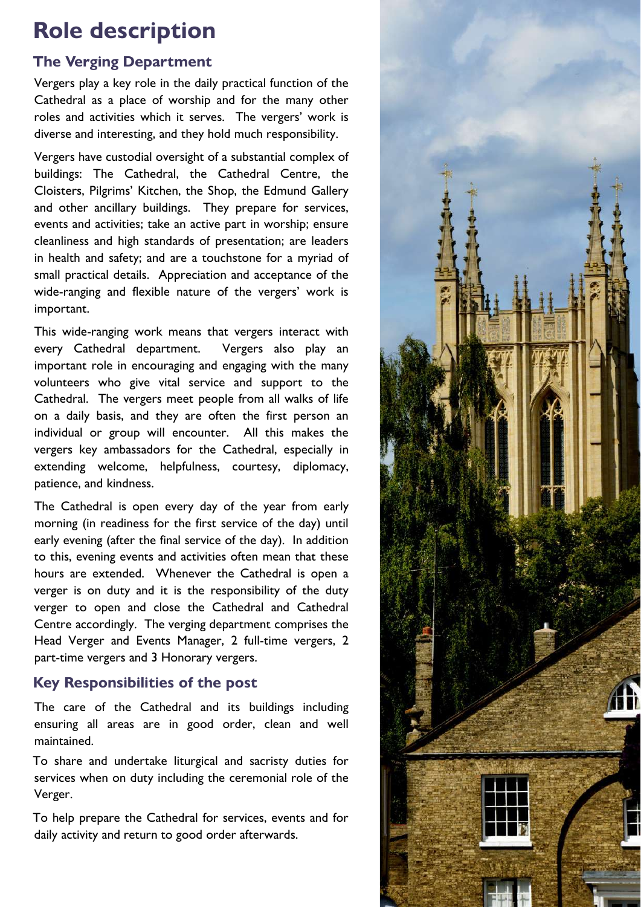# Role description

## The Verging Department

Vergers play a key role in the daily practical function of the Cathedral as a place of worship and for the many other roles and activities which it serves. The vergers' work is diverse and interesting, and they hold much responsibility.

Vergers have custodial oversight of a substantial complex of buildings: The Cathedral, the Cathedral Centre, the Cloisters, Pilgrims' Kitchen, the Shop, the Edmund Gallery and other ancillary buildings. They prepare for services, events and activities; take an active part in worship; ensure cleanliness and high standards of presentation; are leaders in health and safety; and are a touchstone for a myriad of small practical details. Appreciation and acceptance of the wide-ranging and flexible nature of the vergers' work is important.

This wide-ranging work means that vergers interact with every Cathedral department. Vergers also play an important role in encouraging and engaging with the many volunteers who give vital service and support to the Cathedral. The vergers meet people from all walks of life on a daily basis, and they are often the first person an individual or group will encounter. All this makes the vergers key ambassadors for the Cathedral, especially in extending welcome, helpfulness, courtesy, diplomacy, patience, and kindness.

The Cathedral is open every day of the year from early morning (in readiness for the first service of the day) until early evening (after the final service of the day). In addition to this, evening events and activities often mean that these hours are extended. Whenever the Cathedral is open a verger is on duty and it is the responsibility of the duty verger to open and close the Cathedral and Cathedral Centre accordingly. The verging department comprises the Head Verger and Events Manager, 2 full-time vergers, 2 part-time vergers and 3 Honorary vergers.

## Key Responsibilities of the post

The care of the Cathedral and its buildings including ensuring all areas are in good order, clean and well maintained.

To share and undertake liturgical and sacristy duties for services when on duty including the ceremonial role of the Verger.

To help prepare the Cathedral for services, events and for daily activity and return to good order afterwards.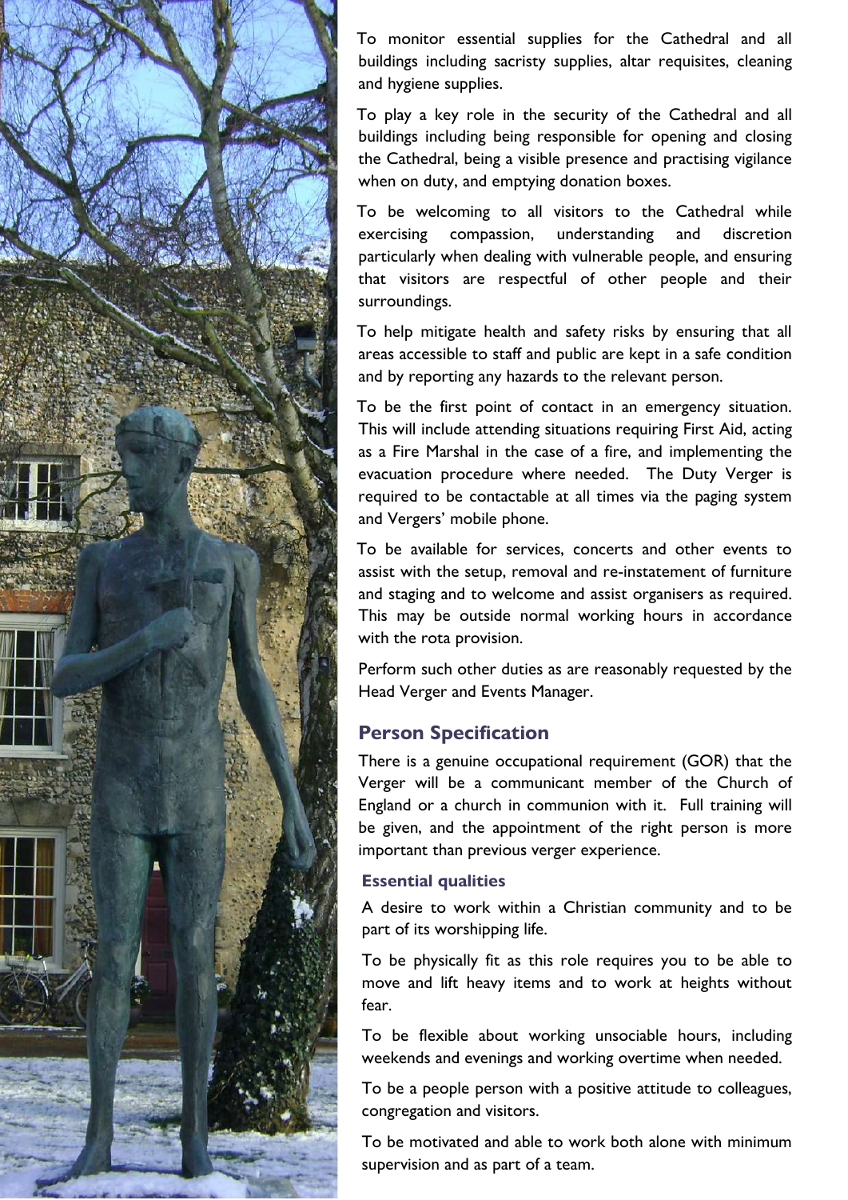To monitor essential supplies for the Cathedral and all buildings including sacristy supplies, altar requisites, cleaning and hygiene supplies.

To play a key role in the security of the Cathedral and all buildings including being responsible for opening and closing the Cathedral, being a visible presence and practising vigilance when on duty, and emptying donation boxes.

To be welcoming to all visitors to the Cathedral while exercising compassion, understanding and discretion particularly when dealing with vulnerable people, and ensuring that visitors are respectful of other people and their surroundings.

To help mitigate health and safety risks by ensuring that all areas accessible to staff and public are kept in a safe condition and by reporting any hazards to the relevant person.

To be the first point of contact in an emergency situation. This will include attending situations requiring First Aid, acting as a Fire Marshal in the case of a fire, and implementing the evacuation procedure where needed. The Duty Verger is required to be contactable at all times via the paging system and Vergers' mobile phone.

To be available for services, concerts and other events to assist with the setup, removal and re-instatement of furniture and staging and to welcome and assist organisers as required. This may be outside normal working hours in accordance with the rota provision.

Perform such other duties as are reasonably requested by the Head Verger and Events Manager.

## Person Specification

There is a genuine occupational requirement (GOR) that the Verger will be a communicant member of the Church of England or a church in communion with it. Full training will be given, and the appointment of the right person is more important than previous verger experience.

### Essential qualities

A desire to work within a Christian community and to be part of its worshipping life.

To be physically fit as this role requires you to be able to move and lift heavy items and to work at heights without fear.

To be flexible about working unsociable hours, including weekends and evenings and working overtime when needed.

To be a people person with a positive attitude to colleagues, congregation and visitors.

To be motivated and able to work both alone with minimum supervision and as part of a team.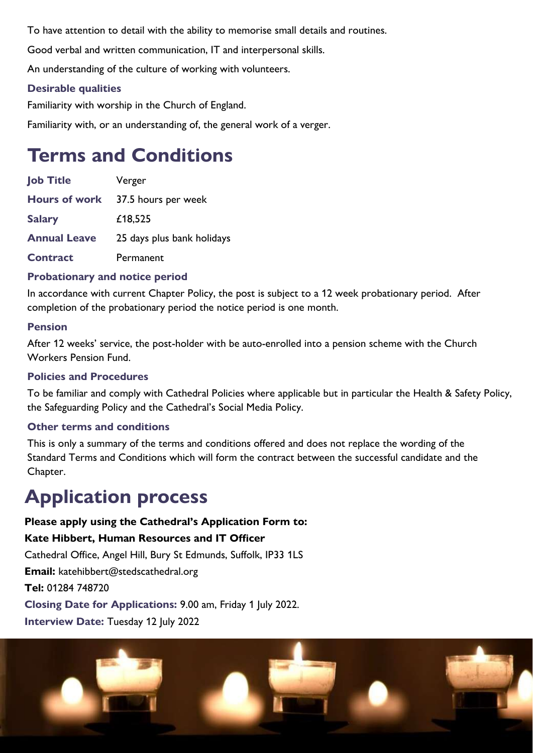To have attention to detail with the ability to memorise small details and routines.

Good verbal and written communication, IT and interpersonal skills.

An understanding of the culture of working with volunteers.

### Desirable qualities

Familiarity with worship in the Church of England.

Familiarity with, or an understanding of, the general work of a verger.

# Terms and Conditions

| | |
|---|---|
| **Job Title** | Verger |
| **Hours of work** | 37.5 hours per week |
| **Salary** | £18,525 |
| **Annual Leave** | 25 days plus bank holidays |
| **Contract** | Permanent |

### Probationary and notice period

In accordance with current Chapter Policy, the post is subject to a 12 week probationary period. After completion of the probationary period the notice period is one month.

### Pension

After 12 weeks' service, the post-holder with be auto-enrolled into a pension scheme with the Church Workers Pension Fund.

### Policies and Procedures

To be familiar and comply with Cathedral Policies where applicable but in particular the Health & Safety Policy, the Safeguarding Policy and the Cathedral's Social Media Policy.

### Other terms and conditions

This is only a summary of the terms and conditions offered and does not replace the wording of the Standard Terms and Conditions which will form the contract between the successful candidate and the Chapter.

# Application process

**Please apply using the Cathedral's Application Form to:**

**Kate Hibbert, Human Resources and IT Officer**

Cathedral Office, Angel Hill, Bury St Edmunds, Suffolk, IP33 1LS

**Email:** katehibbert@stedscathedral.org

**Tel:** 01284 748720

**Closing Date for Applications:** 9.00 am, Friday 1 July 2022.

**Interview Date:** Tuesday 12 July 2022